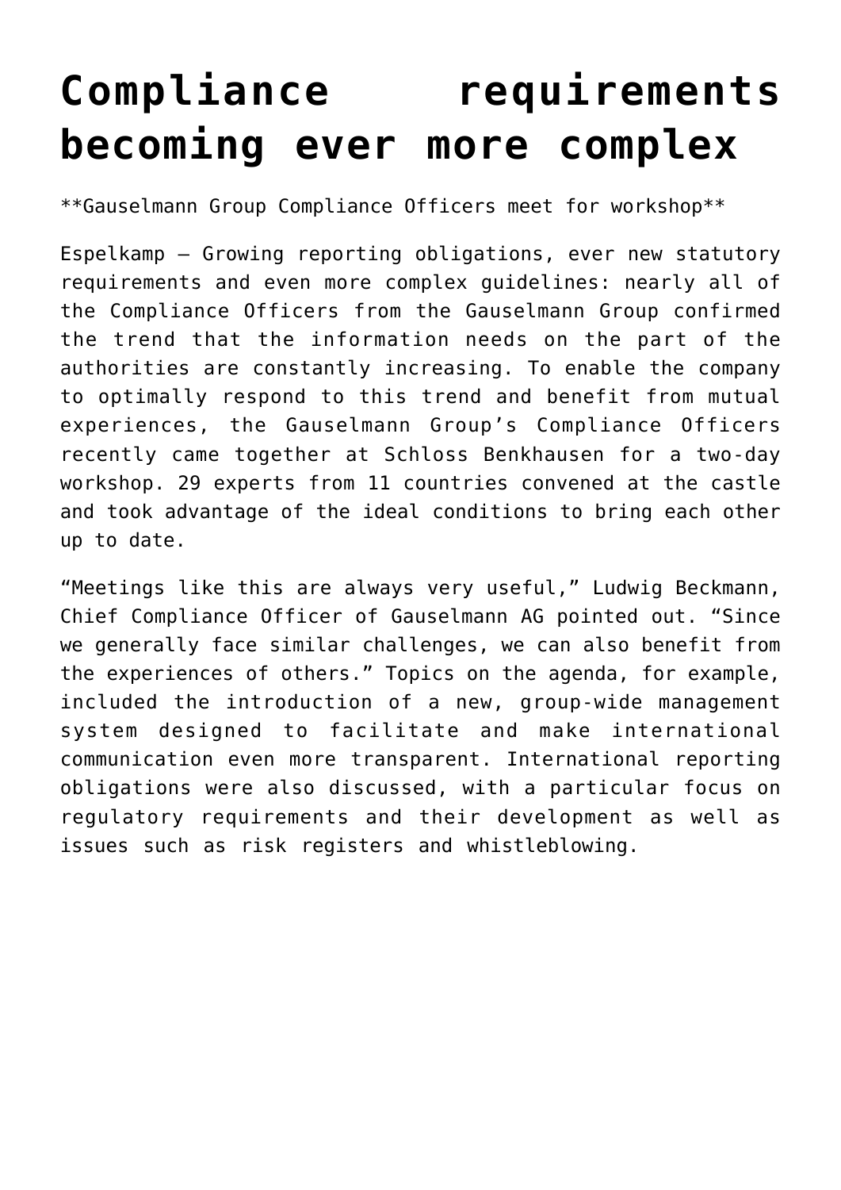# Compliance requirements becoming ever more complex

**Gauselmann Group Compliance Officers meet for workshop**

Espelkamp – Growing reporting obligations, ever new statutory requirements and even more complex guidelines: nearly all of the Compliance Officers from the Gauselmann Group confirmed the trend that the information needs on the part of the authorities are constantly increasing. To enable the company to optimally respond to this trend and benefit from mutual experiences, the Gauselmann Group's Compliance Officers recently came together at Schloss Benkhausen for a two-day workshop. 29 experts from 11 countries convened at the castle and took advantage of the ideal conditions to bring each other up to date.

"Meetings like this are always very useful," Ludwig Beckmann, Chief Compliance Officer of Gauselmann AG pointed out. "Since we generally face similar challenges, we can also benefit from the experiences of others." Topics on the agenda, for example, included the introduction of a new, group-wide management system designed to facilitate and make international communication even more transparent. International reporting obligations were also discussed, with a particular focus on regulatory requirements and their development as well as issues such as risk registers and whistleblowing.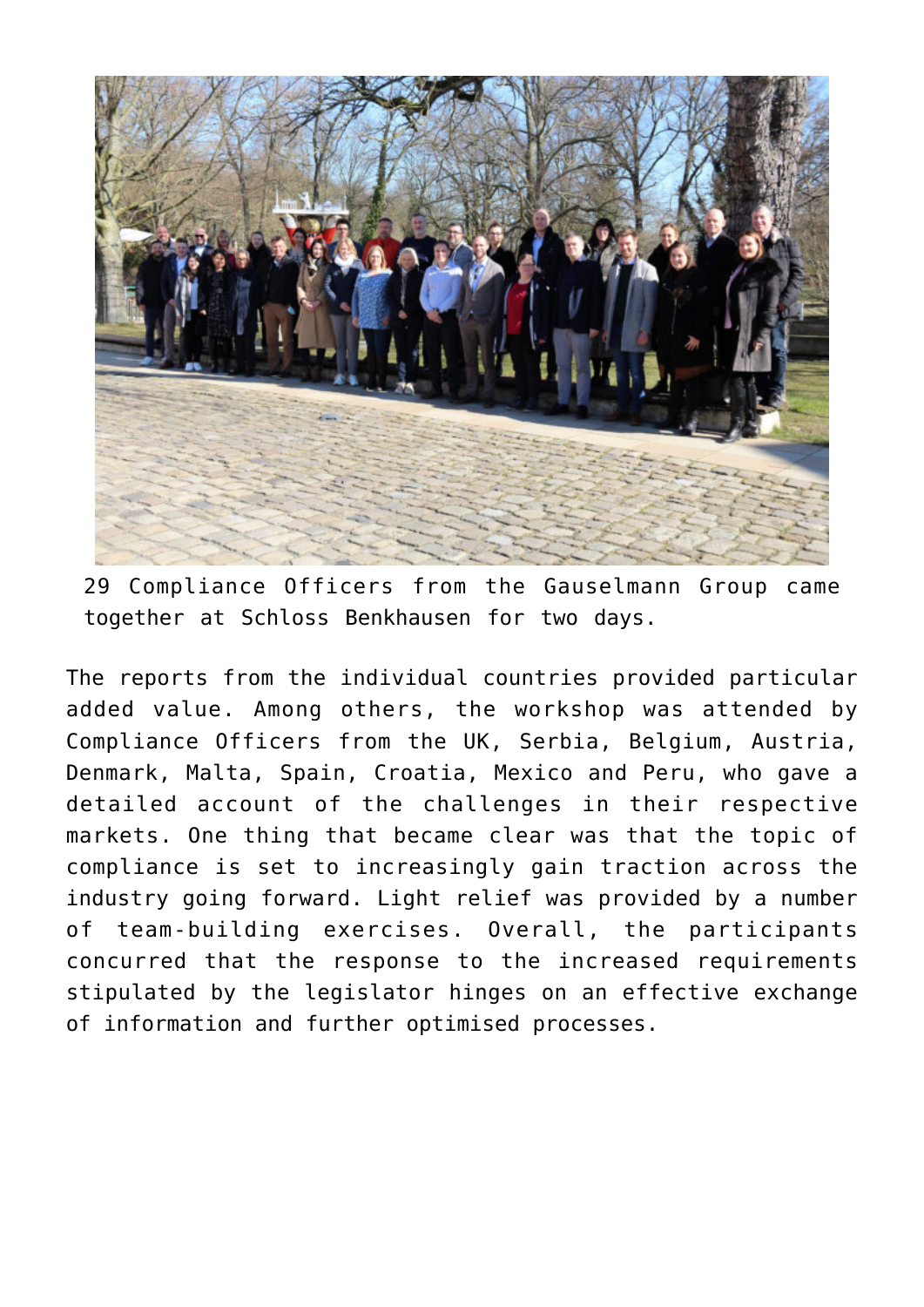29 Compliance Officers from the Gauselmann Group came together at Schloss Benkhausen for two days.

The reports from the individual countries provided particular added value. Among others, the workshop was attended by Compliance Officers from the UK, Serbia, Belgium, Austria, Denmark, Malta, Spain, Croatia, Mexico and Peru, who gave a detailed account of the challenges in their respective markets. One thing that became clear was that the topic of compliance is set to increasingly gain traction across the industry going forward. Light relief was provided by a number of team-building exercises. Overall, the participants concurred that the response to the increased requirements stipulated by the legislator hinges on an effective exchange of information and further optimised processes.